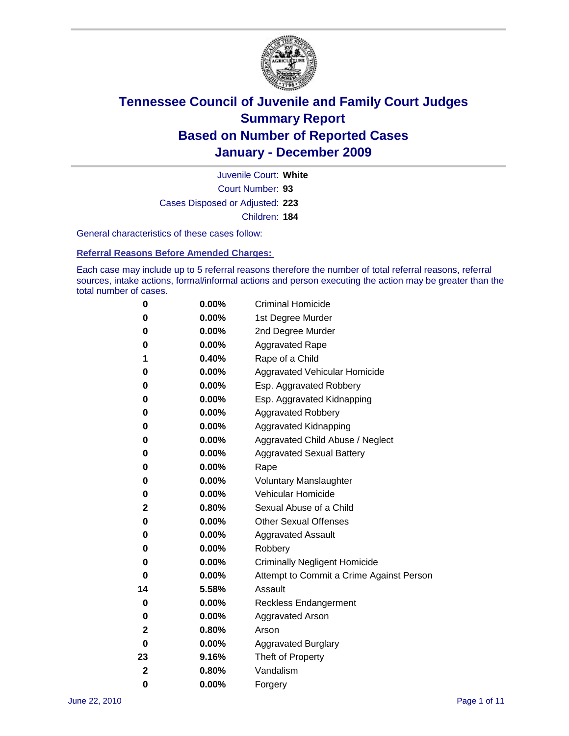# Tennessee Council of Juvenile and Family Court Judges
# Summary Report
# Based on Number of Reported Cases
# January - December 2009

Juvenile Court: **White**

Court Number: **93**

Cases Disposed or Adjusted: **223**

Children: **184**

General characteristics of these cases follow:

## Referral Reasons Before Amended Charges:

Each case may include up to 5 referral reasons therefore the number of total referral reasons, referral sources, intake actions, formal/informal actions and person executing the action may be greater than the total number of cases.

| Count | Percent | Referral Reason |
|---|---|---|
| 0 | 0.00% | Criminal Homicide |
| 0 | 0.00% | 1st Degree Murder |
| 0 | 0.00% | 2nd Degree Murder |
| 0 | 0.00% | Aggravated Rape |
| 1 | 0.40% | Rape of a Child |
| 0 | 0.00% | Aggravated Vehicular Homicide |
| 0 | 0.00% | Esp. Aggravated Robbery |
| 0 | 0.00% | Esp. Aggravated Kidnapping |
| 0 | 0.00% | Aggravated Robbery |
| 0 | 0.00% | Aggravated Kidnapping |
| 0 | 0.00% | Aggravated Child Abuse / Neglect |
| 0 | 0.00% | Aggravated Sexual Battery |
| 0 | 0.00% | Rape |
| 0 | 0.00% | Voluntary Manslaughter |
| 0 | 0.00% | Vehicular Homicide |
| 2 | 0.80% | Sexual Abuse of a Child |
| 0 | 0.00% | Other Sexual Offenses |
| 0 | 0.00% | Aggravated Assault |
| 0 | 0.00% | Robbery |
| 0 | 0.00% | Criminally Negligent Homicide |
| 0 | 0.00% | Attempt to Commit a Crime Against Person |
| 14 | 5.58% | Assault |
| 0 | 0.00% | Reckless Endangerment |
| 0 | 0.00% | Aggravated Arson |
| 2 | 0.80% | Arson |
| 0 | 0.00% | Aggravated Burglary |
| 23 | 9.16% | Theft of Property |
| 2 | 0.80% | Vandalism |
| 0 | 0.00% | Forgery |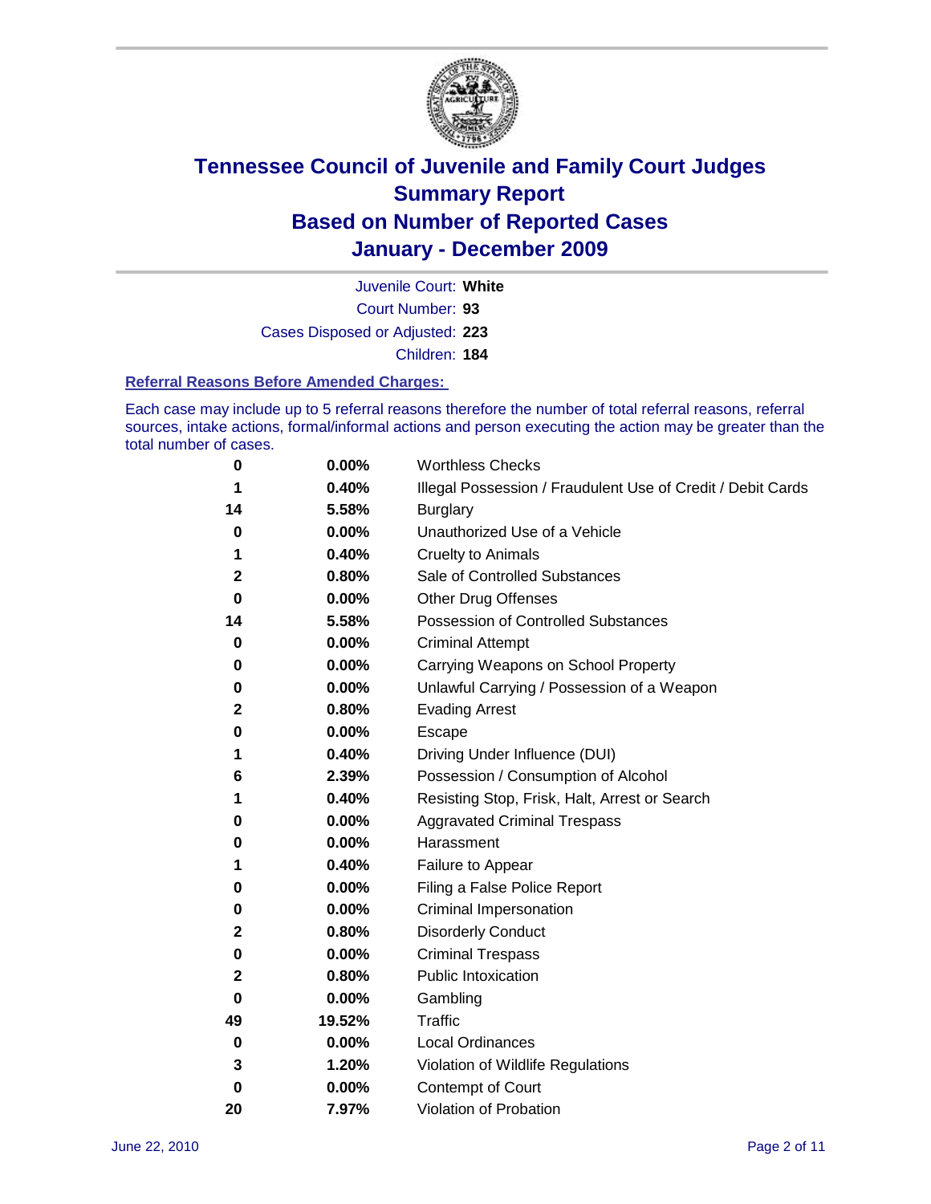# Tennessee Council of Juvenile and Family Court Judges
## Summary Report
## Based on Number of Reported Cases
## January - December 2009

Juvenile Court: **White**

Court Number: **93**

Cases Disposed or Adjusted: **223**

Children: **184**

### Referral Reasons Before Amended Charges:

Each case may include up to 5 referral reasons therefore the number of total referral reasons, referral sources, intake actions, formal/informal actions and person executing the action may be greater than the total number of cases.

| Count | Percent | Referral Reason |
|---|---|---|
| 0 | 0.00% | Worthless Checks |
| 1 | 0.40% | Illegal Possession / Fraudulent Use of Credit / Debit Cards |
| 14 | 5.58% | Burglary |
| 0 | 0.00% | Unauthorized Use of a Vehicle |
| 1 | 0.40% | Cruelty to Animals |
| 2 | 0.80% | Sale of Controlled Substances |
| 0 | 0.00% | Other Drug Offenses |
| 14 | 5.58% | Possession of Controlled Substances |
| 0 | 0.00% | Criminal Attempt |
| 0 | 0.00% | Carrying Weapons on School Property |
| 0 | 0.00% | Unlawful Carrying / Possession of a Weapon |
| 2 | 0.80% | Evading Arrest |
| 0 | 0.00% | Escape |
| 1 | 0.40% | Driving Under Influence (DUI) |
| 6 | 2.39% | Possession / Consumption of Alcohol |
| 1 | 0.40% | Resisting Stop, Frisk, Halt, Arrest or Search |
| 0 | 0.00% | Aggravated Criminal Trespass |
| 0 | 0.00% | Harassment |
| 1 | 0.40% | Failure to Appear |
| 0 | 0.00% | Filing a False Police Report |
| 0 | 0.00% | Criminal Impersonation |
| 2 | 0.80% | Disorderly Conduct |
| 0 | 0.00% | Criminal Trespass |
| 2 | 0.80% | Public Intoxication |
| 0 | 0.00% | Gambling |
| 49 | 19.52% | Traffic |
| 0 | 0.00% | Local Ordinances |
| 3 | 1.20% | Violation of Wildlife Regulations |
| 0 | 0.00% | Contempt of Court |
| 20 | 7.97% | Violation of Probation |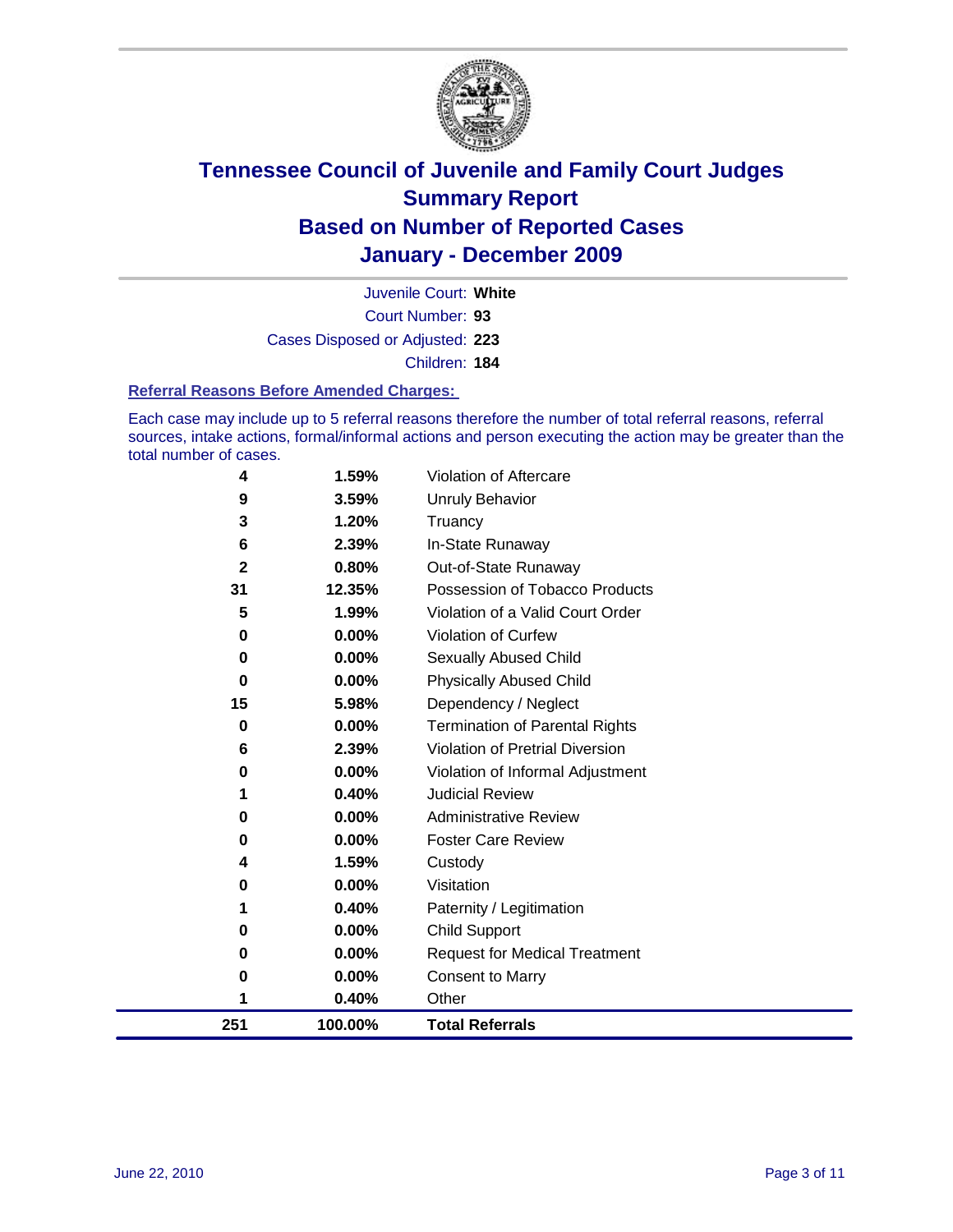# Tennessee Council of Juvenile and Family Court Judges
## Summary Report
## Based on Number of Reported Cases
## January - December 2009

Juvenile Court: **White**

Court Number: **93**

Cases Disposed or Adjusted: **223**

Children: **184**

### Referral Reasons Before Amended Charges:

Each case may include up to 5 referral reasons therefore the number of total referral reasons, referral sources, intake actions, formal/informal actions and person executing the action may be greater than the total number of cases.

| | | |
|---|---|---|
| 4 | 1.59% | Violation of Aftercare |
| 9 | 3.59% | Unruly Behavior |
| 3 | 1.20% | Truancy |
| 6 | 2.39% | In-State Runaway |
| 2 | 0.80% | Out-of-State Runaway |
| 31 | 12.35% | Possession of Tobacco Products |
| 5 | 1.99% | Violation of a Valid Court Order |
| 0 | 0.00% | Violation of Curfew |
| 0 | 0.00% | Sexually Abused Child |
| 0 | 0.00% | Physically Abused Child |
| 15 | 5.98% | Dependency / Neglect |
| 0 | 0.00% | Termination of Parental Rights |
| 6 | 2.39% | Violation of Pretrial Diversion |
| 0 | 0.00% | Violation of Informal Adjustment |
| 1 | 0.40% | Judicial Review |
| 0 | 0.00% | Administrative Review |
| 0 | 0.00% | Foster Care Review |
| 4 | 1.59% | Custody |
| 0 | 0.00% | Visitation |
| 1 | 0.40% | Paternity / Legitimation |
| 0 | 0.00% | Child Support |
| 0 | 0.00% | Request for Medical Treatment |
| 0 | 0.00% | Consent to Marry |
| 1 | 0.40% | Other |
| **251** | **100.00%** | **Total Referrals** |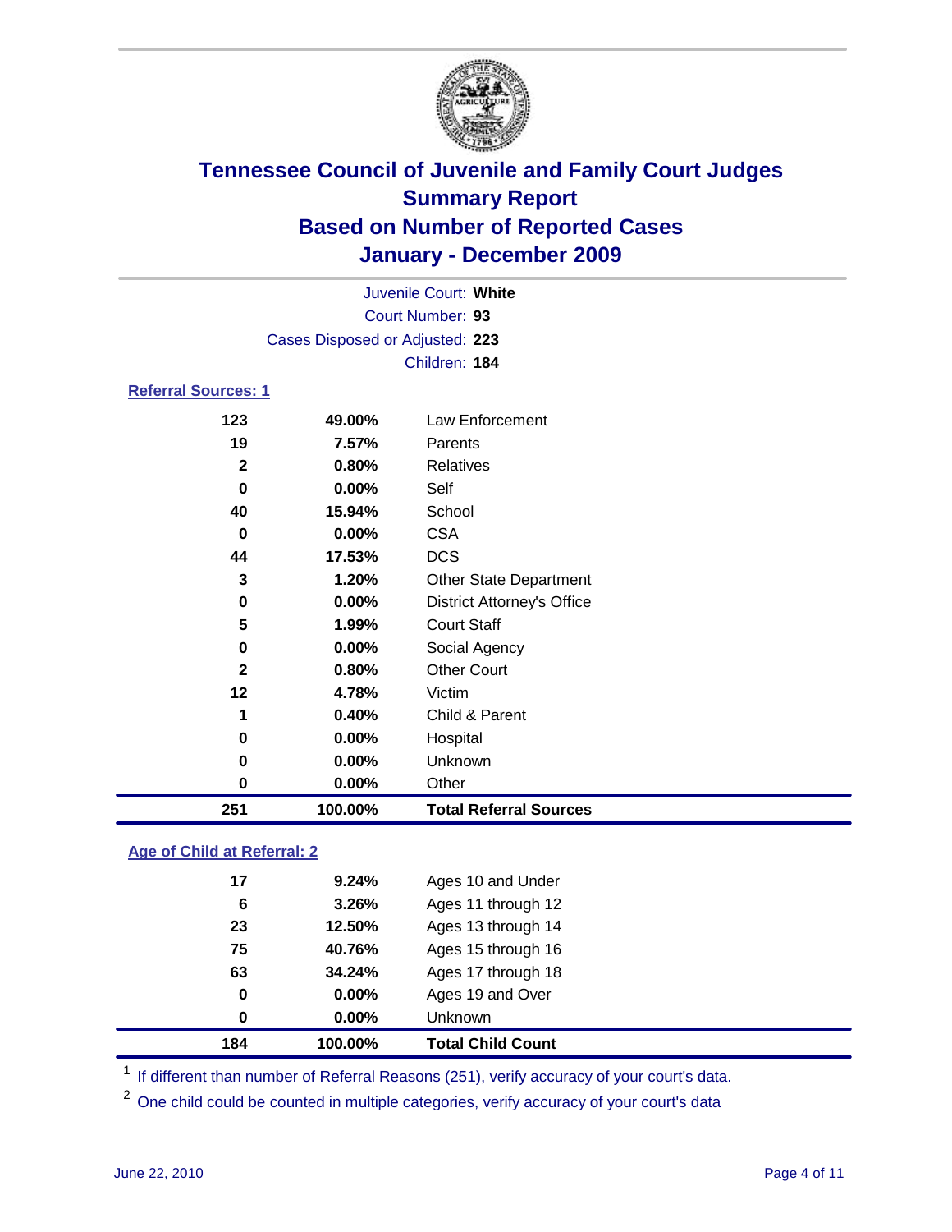# Tennessee Council of Juvenile and Family Court Judges
## Summary Report
## Based on Number of Reported Cases
## January - December 2009

Juvenile Court: **White**
Court Number: **93**
Cases Disposed or Adjusted: **223**
Children: **184**

### Referral Sources: 1

| | | |
|---|---|---|
| 123 | 49.00% | Law Enforcement |
| 19 | 7.57% | Parents |
| 2 | 0.80% | Relatives |
| 0 | 0.00% | Self |
| 40 | 15.94% | School |
| 0 | 0.00% | CSA |
| 44 | 17.53% | DCS |
| 3 | 1.20% | Other State Department |
| 0 | 0.00% | District Attorney's Office |
| 5 | 1.99% | Court Staff |
| 0 | 0.00% | Social Agency |
| 2 | 0.80% | Other Court |
| 12 | 4.78% | Victim |
| 1 | 0.40% | Child & Parent |
| 0 | 0.00% | Hospital |
| 0 | 0.00% | Unknown |
| 0 | 0.00% | Other |
| **251** | **100.00%** | **Total Referral Sources** |

### Age of Child at Referral: 2

| | | |
|---|---|---|
| 17 | 9.24% | Ages 10 and Under |
| 6 | 3.26% | Ages 11 through 12 |
| 23 | 12.50% | Ages 13 through 14 |
| 75 | 40.76% | Ages 15 through 16 |
| 63 | 34.24% | Ages 17 through 18 |
| 0 | 0.00% | Ages 19 and Over |
| 0 | 0.00% | Unknown |
| **184** | **100.00%** | **Total Child Count** |

[1] If different than number of Referral Reasons (251), verify accuracy of your court's data.

[2] One child could be counted in multiple categories, verify accuracy of your court's data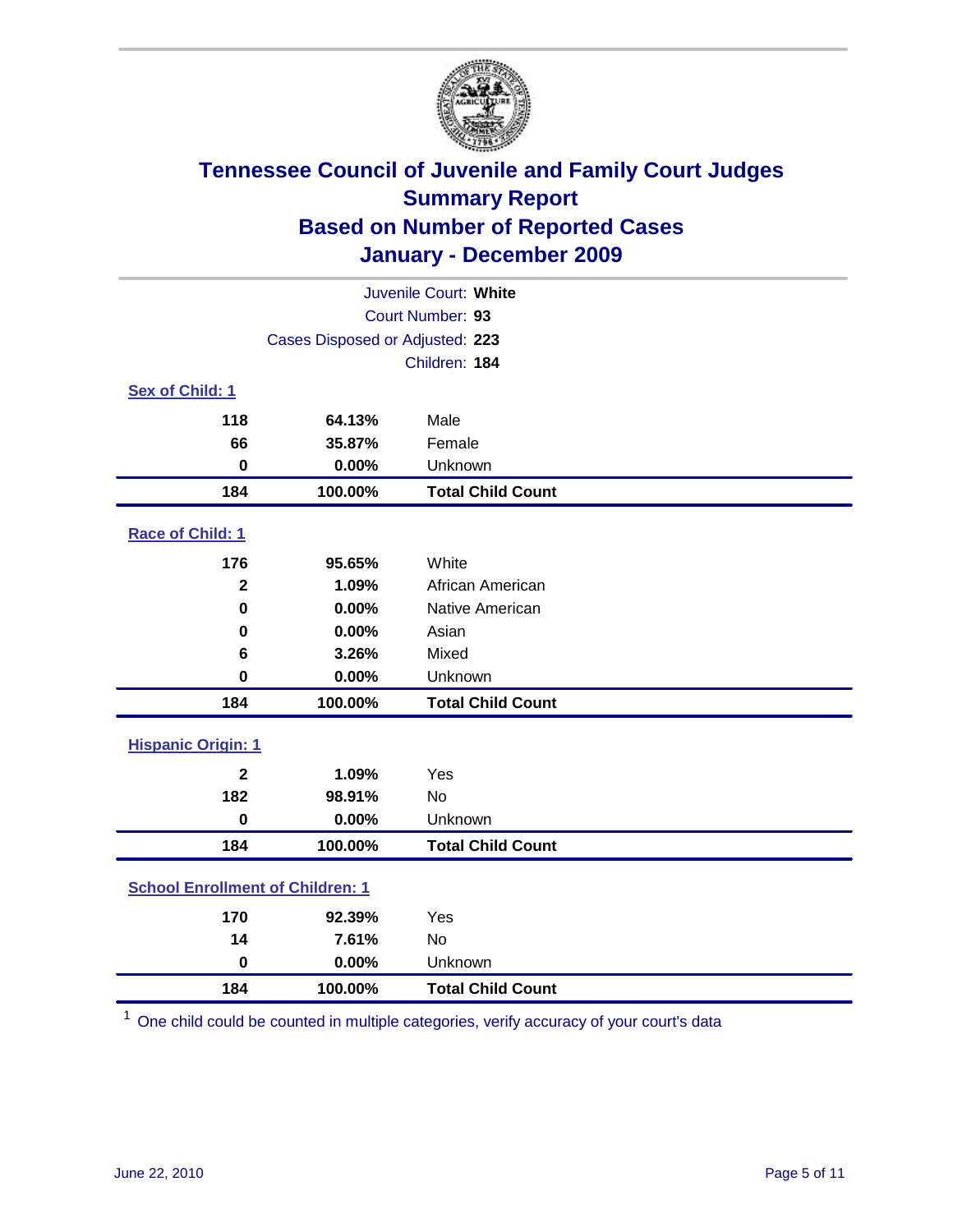# Tennessee Council of Juvenile and Family Court Judges
## Summary Report
## Based on Number of Reported Cases
## January - December 2009

Juvenile Court: **White**
Court Number: **93**
Cases Disposed or Adjusted: **223**
Children: **184**

### Sex of Child: 1

| Count | Percent | Category |
|---|---|---|
| 118 | 64.13% | Male |
| 66 | 35.87% | Female |
| 0 | 0.00% | Unknown |
| **184** | **100.00%** | **Total Child Count** |

### Race of Child: 1

| Count | Percent | Category |
|---|---|---|
| 176 | 95.65% | White |
| 2 | 1.09% | African American |
| 0 | 0.00% | Native American |
| 0 | 0.00% | Asian |
| 6 | 3.26% | Mixed |
| 0 | 0.00% | Unknown |
| **184** | **100.00%** | **Total Child Count** |

### Hispanic Origin: 1

| Count | Percent | Category |
|---|---|---|
| 2 | 1.09% | Yes |
| 182 | 98.91% | No |
| 0 | 0.00% | Unknown |
| **184** | **100.00%** | **Total Child Count** |

### School Enrollment of Children: 1

| Count | Percent | Category |
|---|---|---|
| 170 | 92.39% | Yes |
| 14 | 7.61% | No |
| 0 | 0.00% | Unknown |
| **184** | **100.00%** | **Total Child Count** |

[1] One child could be counted in multiple categories, verify accuracy of your court's data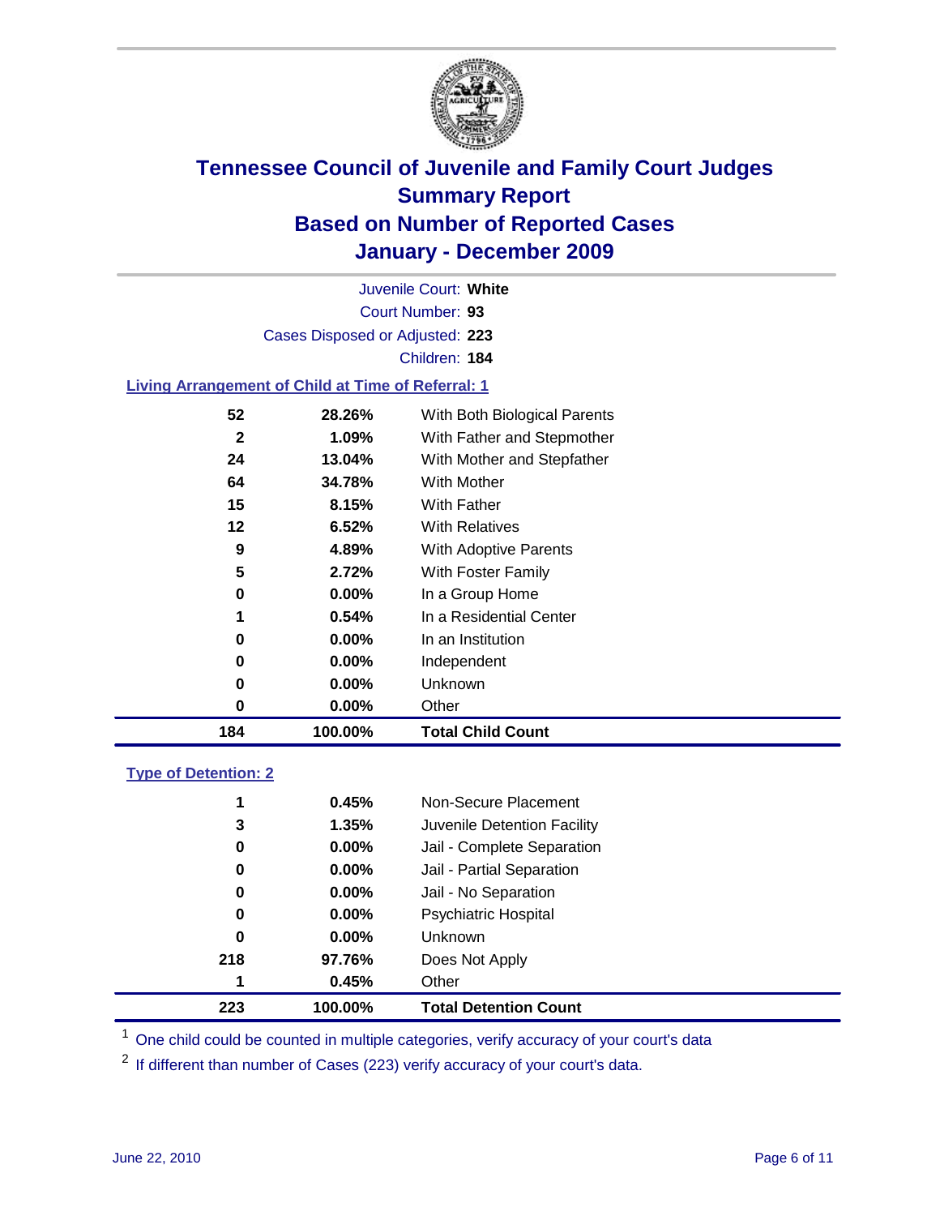# Tennessee Council of Juvenile and Family Court Judges
## Summary Report
## Based on Number of Reported Cases
## January - December 2009

Juvenile Court: **White**

Court Number: **93**

Cases Disposed or Adjusted: **223**

Children: **184**

### Living Arrangement of Child at Time of Referral: 1

| Count | Percent | Category |
|---|---|---|
| 52 | 28.26% | With Both Biological Parents |
| 2 | 1.09% | With Father and Stepmother |
| 24 | 13.04% | With Mother and Stepfather |
| 64 | 34.78% | With Mother |
| 15 | 8.15% | With Father |
| 12 | 6.52% | With Relatives |
| 9 | 4.89% | With Adoptive Parents |
| 5 | 2.72% | With Foster Family |
| 0 | 0.00% | In a Group Home |
| 1 | 0.54% | In a Residential Center |
| 0 | 0.00% | In an Institution |
| 0 | 0.00% | Independent |
| 0 | 0.00% | Unknown |
| 0 | 0.00% | Other |
| **184** | **100.00%** | **Total Child Count** |

### Type of Detention: 2

| Count | Percent | Category |
|---|---|---|
| 1 | 0.45% | Non-Secure Placement |
| 3 | 1.35% | Juvenile Detention Facility |
| 0 | 0.00% | Jail - Complete Separation |
| 0 | 0.00% | Jail - Partial Separation |
| 0 | 0.00% | Jail - No Separation |
| 0 | 0.00% | Psychiatric Hospital |
| 0 | 0.00% | Unknown |
| 218 | 97.76% | Does Not Apply |
| 1 | 0.45% | Other |
| **223** | **100.00%** | **Total Detention Count** |

[1] One child could be counted in multiple categories, verify accuracy of your court's data

[2] If different than number of Cases (223) verify accuracy of your court's data.

June 22, 2010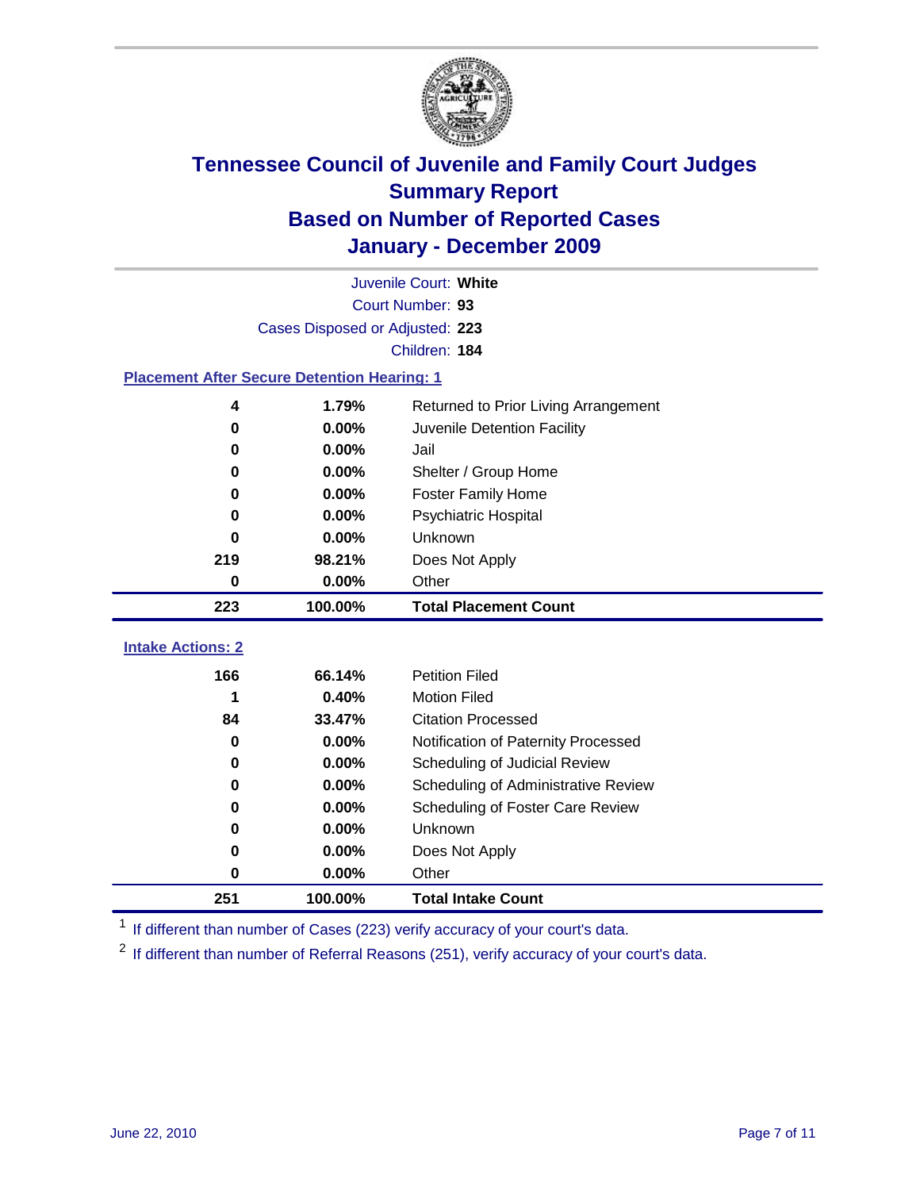# Tennessee Council of Juvenile and Family Court Judges
## Summary Report
## Based on Number of Reported Cases
## January - December 2009

Juvenile Court: **White**

Court Number: **93**

Cases Disposed or Adjusted: **223**

Children: **184**

### Placement After Secure Detention Hearing: 1

| Count | Percent | Placement |
|---|---|---|
| 4 | 1.79% | Returned to Prior Living Arrangement |
| 0 | 0.00% | Juvenile Detention Facility |
| 0 | 0.00% | Jail |
| 0 | 0.00% | Shelter / Group Home |
| 0 | 0.00% | Foster Family Home |
| 0 | 0.00% | Psychiatric Hospital |
| 0 | 0.00% | Unknown |
| 219 | 98.21% | Does Not Apply |
| 0 | 0.00% | Other |
| **223** | **100.00%** | **Total Placement Count** |

### Intake Actions: 2

| Count | Percent | Intake Action |
|---|---|---|
| 166 | 66.14% | Petition Filed |
| 1 | 0.40% | Motion Filed |
| 84 | 33.47% | Citation Processed |
| 0 | 0.00% | Notification of Paternity Processed |
| 0 | 0.00% | Scheduling of Judicial Review |
| 0 | 0.00% | Scheduling of Administrative Review |
| 0 | 0.00% | Scheduling of Foster Care Review |
| 0 | 0.00% | Unknown |
| 0 | 0.00% | Does Not Apply |
| 0 | 0.00% | Other |
| **251** | **100.00%** | **Total Intake Count** |

[1] If different than number of Cases (223) verify accuracy of your court's data.

[2] If different than number of Referral Reasons (251), verify accuracy of your court's data.

June 22, 2010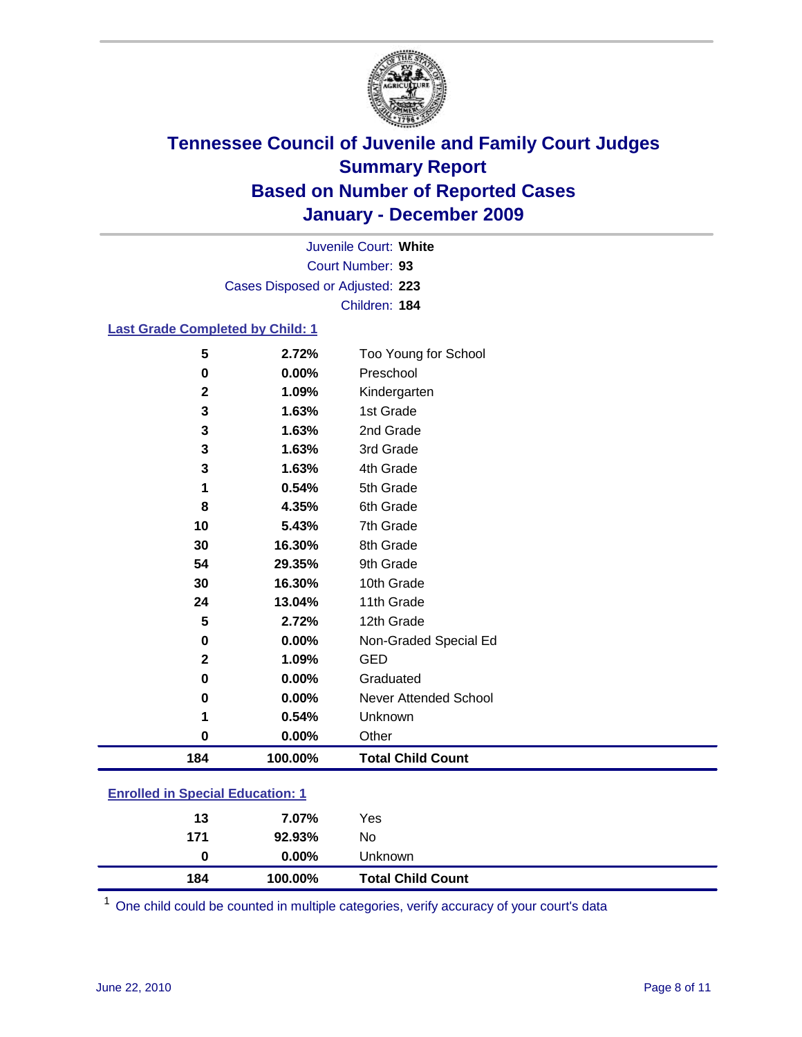# Tennessee Council of Juvenile and Family Court Judges
## Summary Report
## Based on Number of Reported Cases
## January - December 2009

Juvenile Court: **White**
Court Number: **93**
Cases Disposed or Adjusted: **223**
Children: **184**

### Last Grade Completed by Child: 1

| Count | Percent | Category |
|---|---|---|
| 5 | 2.72% | Too Young for School |
| 0 | 0.00% | Preschool |
| 2 | 1.09% | Kindergarten |
| 3 | 1.63% | 1st Grade |
| 3 | 1.63% | 2nd Grade |
| 3 | 1.63% | 3rd Grade |
| 3 | 1.63% | 4th Grade |
| 1 | 0.54% | 5th Grade |
| 8 | 4.35% | 6th Grade |
| 10 | 5.43% | 7th Grade |
| 30 | 16.30% | 8th Grade |
| 54 | 29.35% | 9th Grade |
| 30 | 16.30% | 10th Grade |
| 24 | 13.04% | 11th Grade |
| 5 | 2.72% | 12th Grade |
| 0 | 0.00% | Non-Graded Special Ed |
| 2 | 1.09% | GED |
| 0 | 0.00% | Graduated |
| 0 | 0.00% | Never Attended School |
| 1 | 0.54% | Unknown |
| 0 | 0.00% | Other |
| **184** | **100.00%** | **Total Child Count** |

### Enrolled in Special Education: 1

| Count | Percent | Category |
|---|---|---|
| 13 | 7.07% | Yes |
| 171 | 92.93% | No |
| 0 | 0.00% | Unknown |
| **184** | **100.00%** | **Total Child Count** |

[1] One child could be counted in multiple categories, verify accuracy of your court's data

June 22, 2010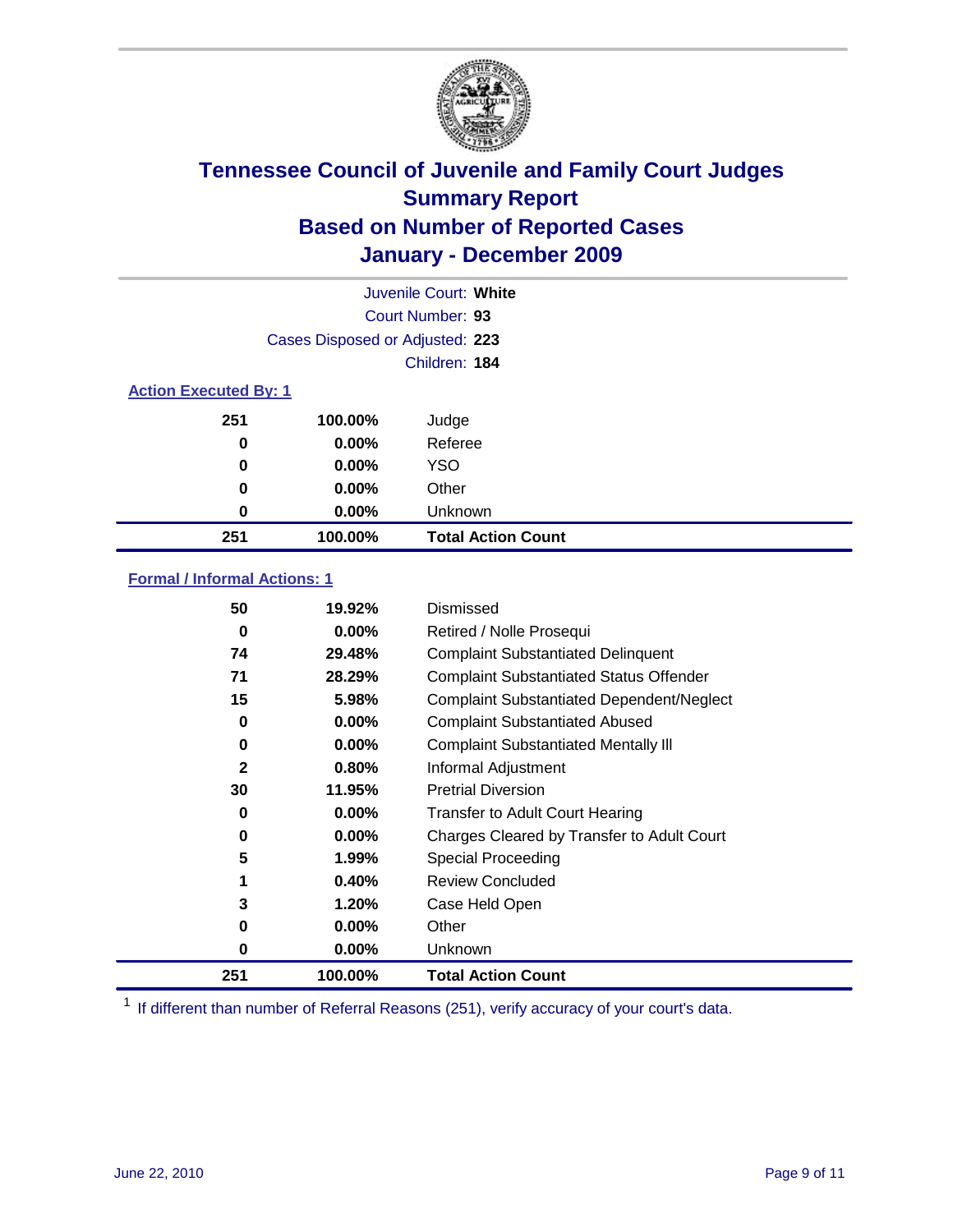# Tennessee Council of Juvenile and Family Court Judges
## Summary Report
## Based on Number of Reported Cases
## January - December 2009

Juvenile Court: **White**

Court Number: **93**

Cases Disposed or Adjusted: **223**

Children: **184**

### Action Executed By: 1

| | | |
|---|---|---|
| 251 | 100.00% | Judge |
| 0 | 0.00% | Referee |
| 0 | 0.00% | YSO |
| 0 | 0.00% | Other |
| 0 | 0.00% | Unknown |
| **251** | **100.00%** | **Total Action Count** |

### Formal / Informal Actions: 1

| | | |
|---|---|---|
| 50 | 19.92% | Dismissed |
| 0 | 0.00% | Retired / Nolle Prosequi |
| 74 | 29.48% | Complaint Substantiated Delinquent |
| 71 | 28.29% | Complaint Substantiated Status Offender |
| 15 | 5.98% | Complaint Substantiated Dependent/Neglect |
| 0 | 0.00% | Complaint Substantiated Abused |
| 0 | 0.00% | Complaint Substantiated Mentally Ill |
| 2 | 0.80% | Informal Adjustment |
| 30 | 11.95% | Pretrial Diversion |
| 0 | 0.00% | Transfer to Adult Court Hearing |
| 0 | 0.00% | Charges Cleared by Transfer to Adult Court |
| 5 | 1.99% | Special Proceeding |
| 1 | 0.40% | Review Concluded |
| 3 | 1.20% | Case Held Open |
| 0 | 0.00% | Other |
| 0 | 0.00% | Unknown |
| **251** | **100.00%** | **Total Action Count** |

[1] If different than number of Referral Reasons (251), verify accuracy of your court's data.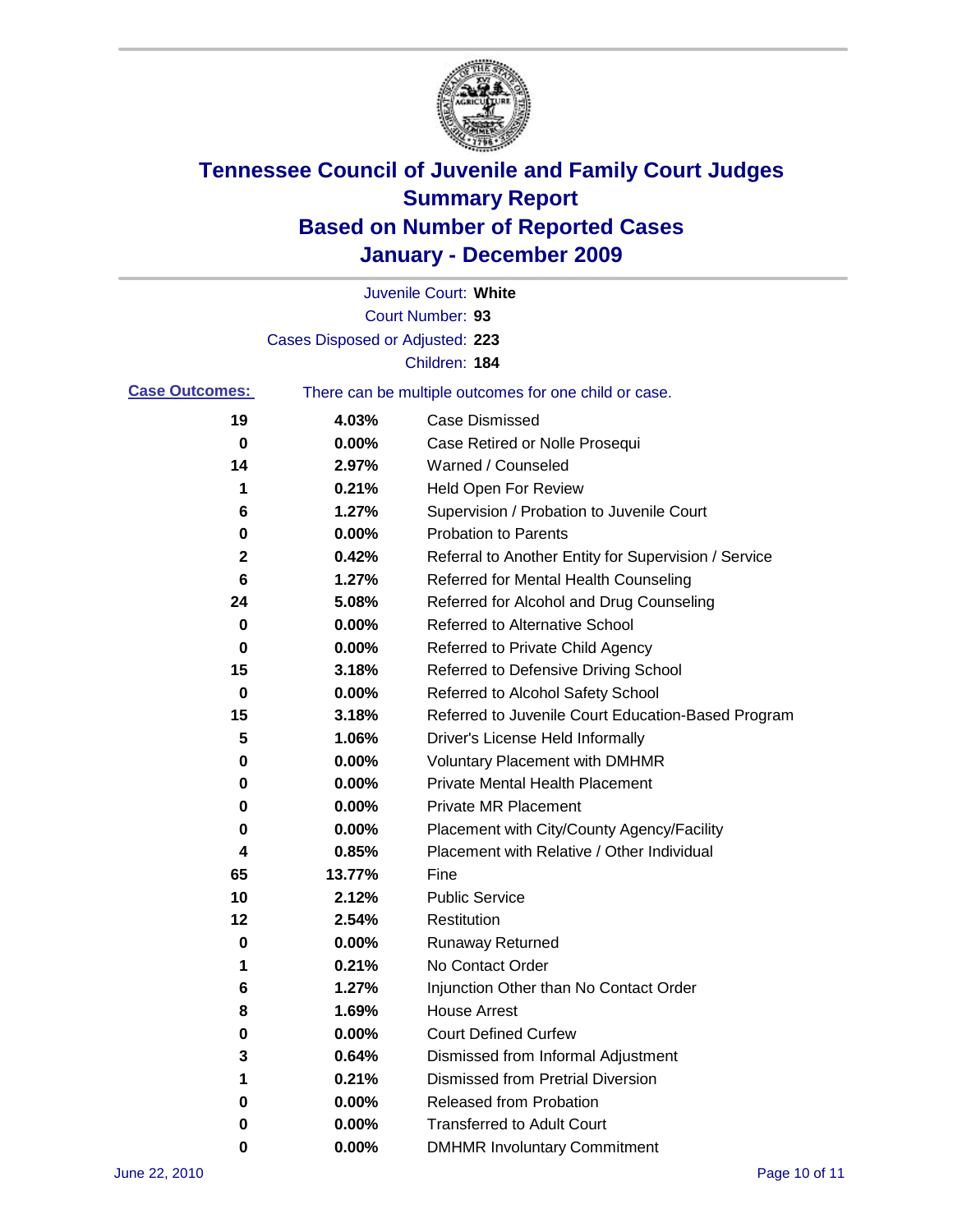# Tennessee Council of Juvenile and Family Court Judges
# Summary Report
# Based on Number of Reported Cases
# January - December 2009

Juvenile Court: **White**

Court Number: **93**

Cases Disposed or Adjusted: **223**

Children: **184**

**Case Outcomes:** There can be multiple outcomes for one child or case.

| Count | Percent | Outcome |
|---|---|---|
| 19 | 4.03% | Case Dismissed |
| 0 | 0.00% | Case Retired or Nolle Prosequi |
| 14 | 2.97% | Warned / Counseled |
| 1 | 0.21% | Held Open For Review |
| 6 | 1.27% | Supervision / Probation to Juvenile Court |
| 0 | 0.00% | Probation to Parents |
| 2 | 0.42% | Referral to Another Entity for Supervision / Service |
| 6 | 1.27% | Referred for Mental Health Counseling |
| 24 | 5.08% | Referred for Alcohol and Drug Counseling |
| 0 | 0.00% | Referred to Alternative School |
| 0 | 0.00% | Referred to Private Child Agency |
| 15 | 3.18% | Referred to Defensive Driving School |
| 0 | 0.00% | Referred to Alcohol Safety School |
| 15 | 3.18% | Referred to Juvenile Court Education-Based Program |
| 5 | 1.06% | Driver's License Held Informally |
| 0 | 0.00% | Voluntary Placement with DMHMR |
| 0 | 0.00% | Private Mental Health Placement |
| 0 | 0.00% | Private MR Placement |
| 0 | 0.00% | Placement with City/County Agency/Facility |
| 4 | 0.85% | Placement with Relative / Other Individual |
| 65 | 13.77% | Fine |
| 10 | 2.12% | Public Service |
| 12 | 2.54% | Restitution |
| 0 | 0.00% | Runaway Returned |
| 1 | 0.21% | No Contact Order |
| 6 | 1.27% | Injunction Other than No Contact Order |
| 8 | 1.69% | House Arrest |
| 0 | 0.00% | Court Defined Curfew |
| 3 | 0.64% | Dismissed from Informal Adjustment |
| 1 | 0.21% | Dismissed from Pretrial Diversion |
| 0 | 0.00% | Released from Probation |
| 0 | 0.00% | Transferred to Adult Court |
| 0 | 0.00% | DMHMR Involuntary Commitment |

June 22, 2010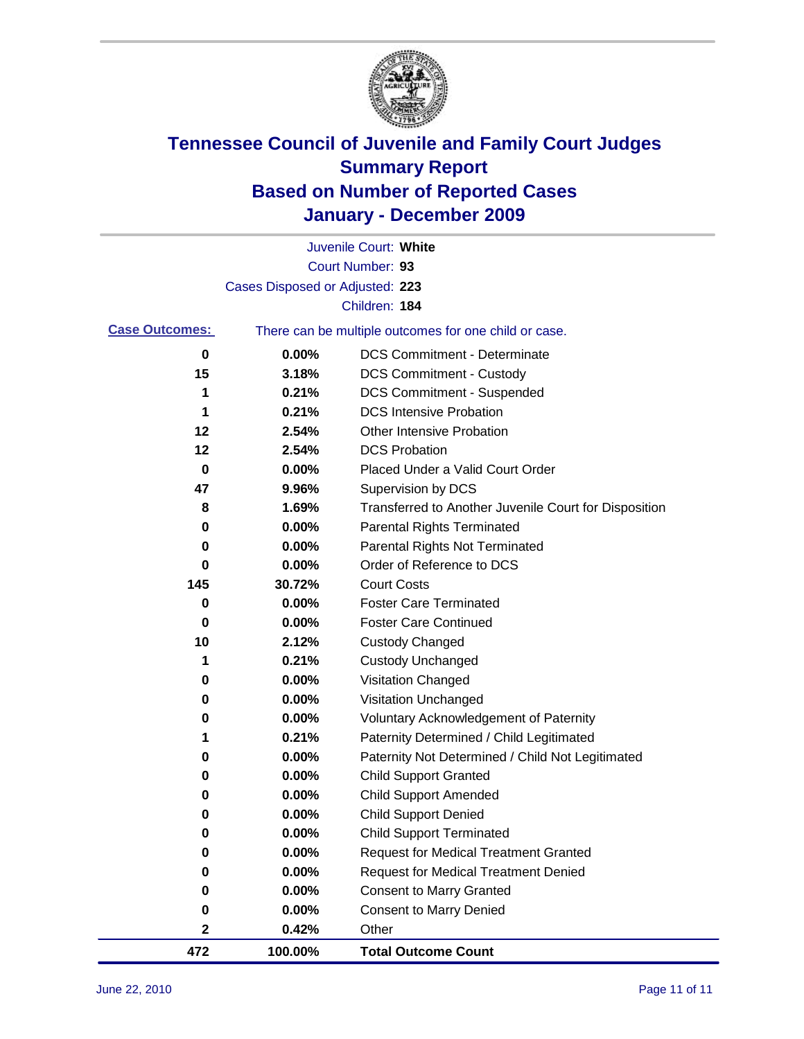# Tennessee Council of Juvenile and Family Court Judges
# Summary Report
# Based on Number of Reported Cases
# January - December 2009

Juvenile Court: **White**

Court Number: **93**

Cases Disposed or Adjusted: **223**

Children: **184**

**Case Outcomes:** There can be multiple outcomes for one child or case.

| | | |
|---|---|---|
| 0 | 0.00% | DCS Commitment - Determinate |
| 15 | 3.18% | DCS Commitment - Custody |
| 1 | 0.21% | DCS Commitment - Suspended |
| 1 | 0.21% | DCS Intensive Probation |
| 12 | 2.54% | Other Intensive Probation |
| 12 | 2.54% | DCS Probation |
| 0 | 0.00% | Placed Under a Valid Court Order |
| 47 | 9.96% | Supervision by DCS |
| 8 | 1.69% | Transferred to Another Juvenile Court for Disposition |
| 0 | 0.00% | Parental Rights Terminated |
| 0 | 0.00% | Parental Rights Not Terminated |
| 0 | 0.00% | Order of Reference to DCS |
| 145 | 30.72% | Court Costs |
| 0 | 0.00% | Foster Care Terminated |
| 0 | 0.00% | Foster Care Continued |
| 10 | 2.12% | Custody Changed |
| 1 | 0.21% | Custody Unchanged |
| 0 | 0.00% | Visitation Changed |
| 0 | 0.00% | Visitation Unchanged |
| 0 | 0.00% | Voluntary Acknowledgement of Paternity |
| 1 | 0.21% | Paternity Determined / Child Legitimated |
| 0 | 0.00% | Paternity Not Determined / Child Not Legitimated |
| 0 | 0.00% | Child Support Granted |
| 0 | 0.00% | Child Support Amended |
| 0 | 0.00% | Child Support Denied |
| 0 | 0.00% | Child Support Terminated |
| 0 | 0.00% | Request for Medical Treatment Granted |
| 0 | 0.00% | Request for Medical Treatment Denied |
| 0 | 0.00% | Consent to Marry Granted |
| 0 | 0.00% | Consent to Marry Denied |
| 2 | 0.42% | Other |
| **472** | **100.00%** | **Total Outcome Count** |

June 22, 2010